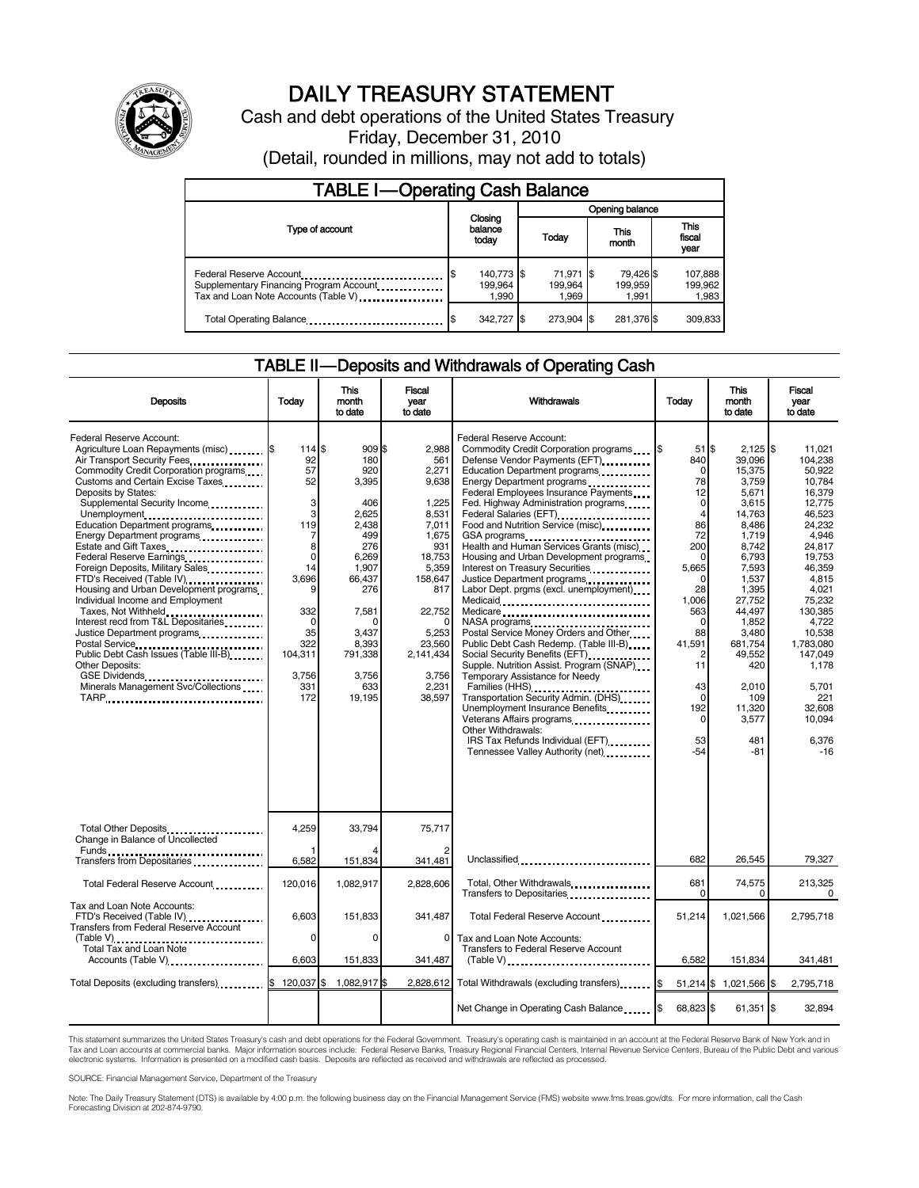# DAILY TREASURY STATEMENT

Cash and debt operations of the United States Treasury

Friday, December 31, 2010

(Detail, rounded in millions, may not add to totals)

## TABLE I—Operating Cash Balance

| Type of account | Closing balance today | Opening balance Today | Opening balance This month | Opening balance This fiscal year |
|---|---|---|---|---|
| Federal Reserve Account | $ 140,773 | $ 71,971 | $ 79,426 | $ 107,888 |
| Supplementary Financing Program Account | 199,964 | 199,964 | 199,959 | 199,962 |
| Tax and Loan Note Accounts (Table V) | 1,990 | 1,969 | 1,991 | 1,983 |
| Total Operating Balance | $ 342,727 | $ 273,904 | $ 281,376 | $ 309,833 |

## TABLE II—Deposits and Withdrawals of Operating Cash

| Deposits | Today | This month to date | Fiscal year to date |
|---|---|---|---|
| Federal Reserve Account: | | | |
| Agriculture Loan Repayments (misc) | $ 114 | $ 909 | $ 2,988 |
| Air Transport Security Fees | 92 | 180 | 561 |
| Commodity Credit Corporation programs | 57 | 920 | 2,271 |
| Customs and Certain Excise Taxes | 52 | 3,395 | 9,638 |
| Deposits by States: | | | |
| Supplemental Security Income | 3 | 406 | 1,225 |
| Unemployment | 3 | 2,625 | 8,531 |
| Education Department programs | 119 | 2,438 | 7,011 |
| Energy Department programs | 7 | 499 | 1,675 |
| Estate and Gift Taxes | 8 | 276 | 931 |
| Federal Reserve Earnings | 0 | 6,269 | 18,753 |
| Foreign Deposits, Military Sales | 14 | 1,907 | 5,359 |
| FTD's Received (Table IV) | 3,696 | 66,437 | 158,647 |
| Housing and Urban Development programs | 9 | 276 | 817 |
| Individual Income and Employment Taxes, Not Withheld | 332 | 7,581 | 22,752 |
| Interest recd from T&L Depositaries | 0 | 0 | 0 |
| Justice Department programs | 35 | 3,437 | 5,253 |
| Postal Service | 322 | 8,393 | 23,560 |
| Public Debt Cash Issues (Table III-B) | 104,311 | 791,338 | 2,141,434 |
| Other Deposits: | | | |
| GSE Dividends | 3,756 | 3,756 | 3,756 |
| Minerals Management Svc/Collections | 331 | 633 | 2,231 |
| TARP | 172 | 19,195 | 38,597 |
| Total Other Deposits | 4,259 | 33,794 | 75,717 |
| Change in Balance of Uncollected Funds | 1 | 4 | 2 |
| Transfers from Depositaries | 6,582 | 151,834 | 341,481 |
| Total Federal Reserve Account | 120,016 | 1,082,917 | 2,828,606 |
| Tax and Loan Note Accounts: | | | |
| FTD's Received (Table IV) | 6,603 | 151,833 | 341,487 |
| Transfers from Federal Reserve Account (Table V) | 0 | 0 | 0 |
| Total Tax and Loan Note Accounts (Table V) | 6,603 | 151,833 | 341,487 |
| Total Deposits (excluding transfers) | $ 120,037 | $ 1,082,917 | $ 2,828,612 |

| Withdrawals | Today | This month to date | Fiscal year to date |
|---|---|---|---|
| Federal Reserve Account: | | | |
| Commodity Credit Corporation programs | $ 51 | $ 2,125 | $ 11,021 |
| Defense Vendor Payments (EFT) | 840 | 39,096 | 104,238 |
| Education Department programs | 0 | 15,375 | 50,922 |
| Energy Department programs | 78 | 3,759 | 10,784 |
| Federal Employees Insurance Payments | 12 | 5,671 | 16,379 |
| Fed. Highway Administration programs | 0 | 3,615 | 12,775 |
| Federal Salaries (EFT) | 4 | 14,763 | 46,523 |
| Food and Nutrition Service (misc) | 86 | 8,486 | 24,232 |
| GSA programs | 72 | 1,719 | 4,946 |
| Health and Human Services Grants (misc) | 200 | 8,742 | 24,817 |
| Housing and Urban Development programs | 0 | 6,793 | 19,753 |
| Interest on Treasury Securities | 5,665 | 7,593 | 46,359 |
| Justice Department programs | 0 | 1,537 | 4,815 |
| Labor Dept. prgms (excl. unemployment) | 28 | 1,395 | 4,021 |
| Medicaid | 1,006 | 27,752 | 75,232 |
| Medicare | 563 | 44,497 | 130,385 |
| NASA programs | 0 | 1,852 | 4,722 |
| Postal Service Money Orders and Other | 88 | 3,480 | 10,538 |
| Public Debt Cash Redemp. (Table III-B) | 41,591 | 681,754 | 1,783,080 |
| Social Security Benefits (EFT) | 2 | 49,552 | 147,049 |
| Supple. Nutrition Assist. Program (SNAP) | 11 | 420 | 1,178 |
| Temporary Assistance for Needy Families (HHS) | 43 | 2,010 | 5,701 |
| Transportation Security Admin. (DHS) | 0 | 109 | 221 |
| Unemployment Insurance Benefits | 192 | 11,320 | 32,608 |
| Veterans Affairs programs | 0 | 3,577 | 10,094 |
| Other Withdrawals: | | | |
| IRS Tax Refunds Individual (EFT) | 53 | 481 | 6,376 |
| Tennessee Valley Authority (net) | -54 | -81 | -16 |
| Unclassified | 682 | 26,545 | 79,327 |
| Total, Other Withdrawals | 681 | 74,575 | 213,325 |
| Transfers to Depositaries | 0 | 0 | 0 |
| Total Federal Reserve Account | 51,214 | 1,021,566 | 2,795,718 |
| Tax and Loan Note Accounts: | | | |
| Transfers to Federal Reserve Account (Table V) | 6,582 | 151,834 | 341,481 |
| Total Withdrawals (excluding transfers) | $ 51,214 | $ 1,021,566 | $ 2,795,718 |
| Net Change in Operating Cash Balance | $ 68,823 | $ 61,351 | $ 32,894 |

This statement summarizes the United States Treasury's cash and debt operations for the Federal Government. Treasury's operating cash is maintained in an account at the Federal Reserve Bank of New York and in Tax and Loan accounts at commercial banks. Major information sources include: Federal Reserve Banks, Treasury Regional Financial Centers, Internal Revenue Service Centers, Bureau of the Public Debt and various electronic systems. Information is presented on a modified cash basis. Deposits are reflected as received and withdrawals are reflected as processed.

SOURCE: Financial Management Service, Department of the Treasury

Note: The Daily Treasury Statement (DTS) is available by 4:00 p.m. the following business day on the Financial Management Service (FMS) website www.fms.treas.gov/dts. For more information, call the Cash Forecasting Division at 202-874-9790.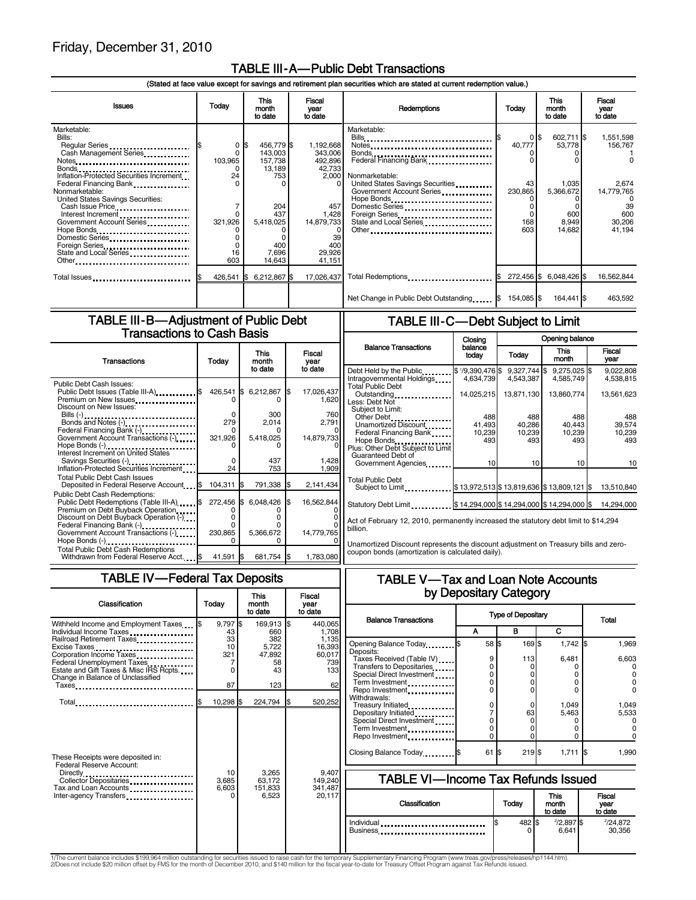Friday, December 31, 2010

## TABLE III-A—Public Debt Transactions

(Stated at face value except for savings and retirement plan securities which are stated at current redemption value.)

| Issues | Today | This month to date | Fiscal year to date |
|---|---|---|---|
| Marketable: | | | |
| Bills: | | | |
| Regular Series | $ 0 | $ 456,779 | $ 1,192,668 |
| Cash Management Series | 0 | 143,003 | 343,006 |
| Notes | 103,965 | 157,738 | 492,896 |
| Bonds | 0 | 13,189 | 42,733 |
| Inflation-Protected Securities Increment | 24 | 753 | 2,000 |
| Federal Financing Bank | 0 | 0 | 0 |
| Nonmarketable: | | | |
| United States Savings Securities: | | | |
| Cash Issue Price | 7 | 204 | 457 |
| Interest Increment | 0 | 437 | 1,428 |
| Government Account Series | 321,926 | 5,418,025 | 14,879,733 |
| Hope Bonds | 0 | 0 | 0 |
| Domestic Series | 0 | 0 | 39 |
| Foreign Series | 0 | 400 | 400 |
| State and Local Series | 16 | 7,696 | 29,926 |
| Other | 603 | 14,643 | 41,151 |
| Total Issues | $ 426,541 | $ 6,212,867 | $ 17,026,437 |

| Redemptions | Today | This month to date | Fiscal year to date |
|---|---|---|---|
| Marketable: | | | |
| Bills | $ 0 | $ 602,711 | $ 1,551,598 |
| Notes | 40,777 | 53,778 | 156,767 |
| Bonds | 0 | 0 | 1 |
| Federal Financing Bank | 0 | 0 | 0 |
| Nonmarketable: | | | |
| United States Savings Securities | 43 | 1,035 | 2,674 |
| Government Account Series | 230,865 | 5,366,672 | 14,779,765 |
| Hope Bonds | 0 | 0 | 0 |
| Domestic Series | 0 | 0 | 39 |
| Foreign Series | 0 | 600 | 600 |
| State and Local Series | 168 | 8,949 | 30,206 |
| Other | 603 | 14,682 | 41,194 |
| Total Redemptions | $ 272,456 | $ 6,048,426 | $ 16,562,844 |
| Net Change in Public Debt Outstanding | $ 154,085 | $ 164,441 | $ 463,592 |

## TABLE III-B—Adjustment of Public Debt Transactions to Cash Basis

| Transactions | Today | This month to date | Fiscal year to date |
|---|---|---|---|
| Public Debt Cash Issues: | | | |
| Public Debt Issues (Table III-A) | $ 426,541 | $ 6,212,867 | $ 17,026,437 |
| Premium on New Issues | 0 | 0 | 1,620 |
| Discount on New Issues: | | | |
| Bills (-) | 0 | 300 | 760 |
| Bonds and Notes (-) | 279 | 2,014 | 2,791 |
| Federal Financing Bank (-) | 0 | 0 | 0 |
| Government Account Transactions (-) | 321,926 | 5,418,025 | 14,879,733 |
| Hope Bonds (-) | 0 | 0 | 0 |
| Interest Increment on United States Savings Securities (-) | 0 | 437 | 1,428 |
| Inflation-Protected Securities Increment | 24 | 753 | 1,909 |
| Total Public Debt Cash Issues Deposited in Federal Reserve Account | $ 104,311 | $ 791,338 | $ 2,141,434 |
| Public Debt Cash Redemptions: | | | |
| Public Debt Redemptions (Table III-A) | $ 272,456 | $ 6,048,426 | $ 16,562,844 |
| Premium on Debt Buyback Operation | 0 | 0 | 0 |
| Discount on Debt Buyback Operation (-) | 0 | 0 | 0 |
| Federal Financing Bank (-) | 0 | 0 | 0 |
| Government Account Transactions (-) | 230,865 | 5,366,672 | 14,779,765 |
| Hope Bonds (-) | 0 | 0 | 0 |
| Total Public Debt Cash Redemptions Withdrawn from Federal Reserve Acct. | $ 41,591 | $ 681,754 | $ 1,783,080 |

## TABLE III-C—Debt Subject to Limit

| Balance Transactions | Closing balance today | Opening balance Today | Opening balance This month | Opening balance Fiscal year |
|---|---|---|---|---|
| Debt Held by the Public | $ 1/9,390,476 | $ 9,327,744 | $ 9,275,025 | $ 9,022,808 |
| Intragovernmental Holdings | 4,634,739 | 4,543,387 | 4,585,749 | 4,538,815 |
| Total Public Debt Outstanding | 14,025,215 | 13,871,130 | 13,860,774 | 13,561,623 |
| Less: Debt Not Subject to Limit: | | | | |
| Other Debt | 488 | 488 | 488 | 488 |
| Unamortized Discount | 41,493 | 40,286 | 40,443 | 39,574 |
| Federal Financing Bank | 10,239 | 10,239 | 10,239 | 10,239 |
| Hope Bonds | 493 | 493 | 493 | 493 |
| Plus: Other Debt Subject to Limit Guaranteed Debt of Government Agencies | 10 | 10 | 10 | 10 |
| Total Public Debt Subject to Limit | $ 13,972,513 | $ 13,819,636 | $ 13,809,121 | $ 13,510,840 |
| Statutory Debt Limit | $ 14,294,000 | $ 14,294,000 | $ 14,294,000 | $ 14,294,000 |

Act of February 12, 2010, permanently increased the statutory debt limit to $14,294 billion.

Unamortized Discount represents the discount adjustment on Treasury bills and zero-coupon bonds (amortization is calculated daily).

## TABLE IV—Federal Tax Deposits

| Classification | Today | This month to date | Fiscal year to date |
|---|---|---|---|
| Withheld Income and Employment Taxes | $ 9,797 | $ 169,913 | $ 440,065 |
| Individual Income Taxes | 43 | 660 | 1,708 |
| Railroad Retirement Taxes | 33 | 382 | 1,135 |
| Excise Taxes | 10 | 5,722 | 16,393 |
| Corporation Income Taxes | 321 | 47,892 | 60,017 |
| Federal Unemployment Taxes | 7 | 58 | 739 |
| Estate and Gift Taxes & Misc IRS Rcpts. | 0 | 43 | 133 |
| Change in Balance of Unclassified Taxes | 87 | 123 | 62 |
| Total | $ 10,298 | $ 224,794 | $ 520,252 |
| These Receipts were deposited in: | | | |
| Federal Reserve Account: | | | |
| Directly | 10 | 3,265 | 9,407 |
| Collector Depositaries | 3,685 | 63,172 | 149,240 |
| Tax and Loan Accounts | 6,603 | 151,833 | 341,487 |
| Inter-agency Transfers | 0 | 6,523 | 20,117 |

## TABLE V—Tax and Loan Note Accounts by Depositary Category

| Balance Transactions | Type of Depositary A | Type of Depositary B | Type of Depositary C | Total |
|---|---|---|---|---|
| Opening Balance Today | $ 58 | $ 169 | $ 1,742 | $ 1,969 |
| Deposits: | | | | |
| Taxes Received (Table IV) | 9 | 113 | 6,481 | 6,603 |
| Transfers to Depositaries | 0 | 0 | 0 | 0 |
| Special Direct Investment | 0 | 0 | 0 | 0 |
| Term Investment | 0 | 0 | 0 | 0 |
| Repo Investment | 0 | 0 | 0 | 0 |
| Withdrawals: | | | | |
| Treasury Initiated | 0 | 0 | 1,049 | 1,049 |
| Depositary Initiated | 7 | 63 | 5,463 | 5,533 |
| Special Direct Investment | 0 | 0 | 0 | 0 |
| Term Investment | 0 | 0 | 0 | 0 |
| Repo Investment | 0 | 0 | 0 | 0 |
| Closing Balance Today | $ 61 | $ 219 | $ 1,711 | $ 1,990 |

## TABLE VI—Income Tax Refunds Issued

| Classification | Today | This month to date | Fiscal year to date |
|---|---|---|---|
| Individual | $ 482 | $ 2/2,897 | $ 2/24,872 |
| Business | 0 | 6,641 | 30,356 |

1/The current balance includes $199,964 million outstanding for securities issued to raise cash for the temporary Supplementary Financing Program (www.treas.gov/press/releases/hp1144.htm).
2/Does not include $20 million offset by FMS for the month of December 2010, and $140 million for the fiscal year-to-date for Treasury Offset Program against Tax Refunds issued.